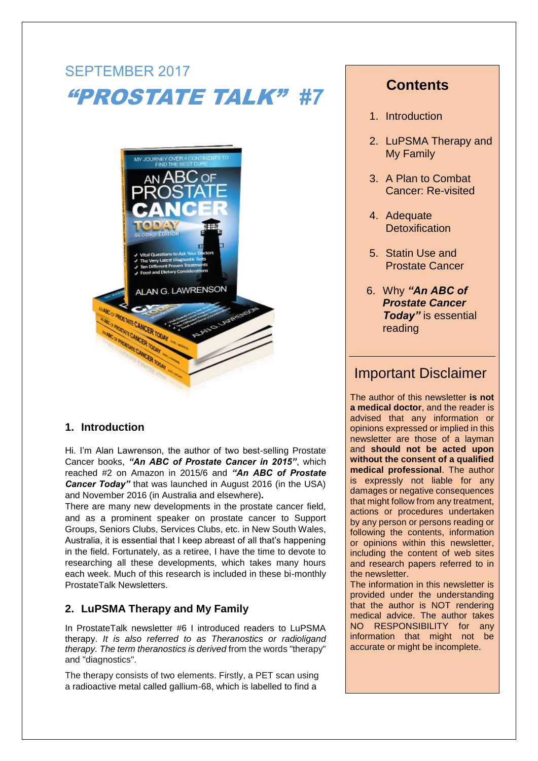SEPTEMBER 2017

# *“PROSTATE TALK”* #7

## 1. Introduction

Hi. I’m Alan Lawrenson, the author of two best-selling Prostate Cancer books, ***“An ABC of Prostate Cancer in 2015”***, which reached #2 on Amazon in 2015/6 and ***“An ABC of Prostate Cancer Today”*** that was launched in August 2016 (in the USA) and November 2016 (in Australia and elsewhere)***.***

There are many new developments in the prostate cancer field, and as a prominent speaker on prostate cancer to Support Groups, Seniors Clubs, Services Clubs, etc. in New South Wales, Australia, it is essential that I keep abreast of all that’s happening in the field. Fortunately, as a retiree, I have the time to devote to researching all these developments, which takes many hours each week. Much of this research is included in these bi-monthly ProstateTalk Newsletters.

## 2. LuPSMA Therapy and My Family

In ProstateTalk newsletter #6 I introduced readers to LuPSMA therapy. *It is also referred to as Theranostics or radioligand therapy. The term theranostics is derived* from the words "therapy" and "diagnostics".

The therapy consists of two elements. Firstly, a PET scan using a radioactive metal called gallium-68, which is labelled to find a

## Contents

1. Introduction
2. LuPSMA Therapy and My Family
3. A Plan to Combat Cancer: Re-visited
4. Adequate Detoxification
5. Statin Use and Prostate Cancer
6. Why ***“An ABC of Prostate Cancer Today”*** is essential reading

## Important Disclaimer

The author of this newsletter **is not a medical doctor**, and the reader is advised that any information or opinions expressed or implied in this newsletter are those of a layman and **should not be acted upon without the consent of a qualified medical professional**. The author is expressly not liable for any damages or negative consequences that might follow from any treatment, actions or procedures undertaken by any person or persons reading or following the contents, information or opinions within this newsletter, including the content of web sites and research papers referred to in the newsletter.

The information in this newsletter is provided under the understanding that the author is NOT rendering medical advice. The author takes NO RESPONSIBILITY for any information that might not be accurate or might be incomplete.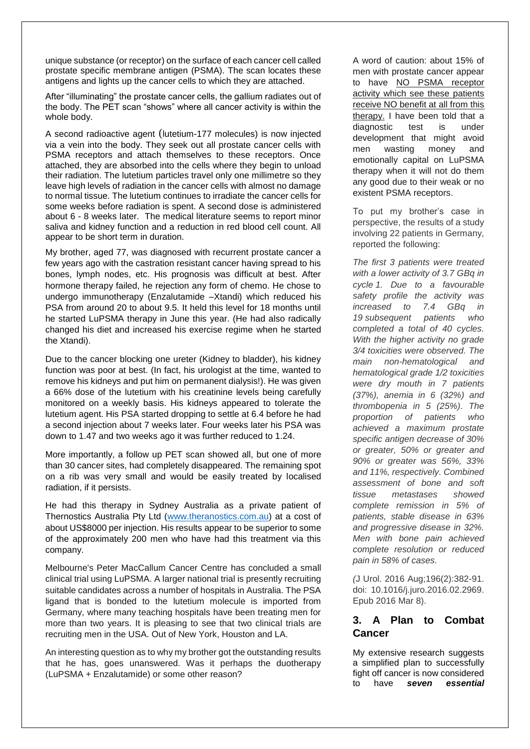unique substance (or receptor) on the surface of each cancer cell called prostate specific membrane antigen (PSMA). The scan locates these antigens and lights up the cancer cells to which they are attached.

After "illuminating" the prostate cancer cells, the gallium radiates out of the body. The PET scan "shows" where all cancer activity is within the whole body.

A second radioactive agent (lutetium-177 molecules) is now injected via a vein into the body. They seek out all prostate cancer cells with PSMA receptors and attach themselves to these receptors. Once attached, they are absorbed into the cells where they begin to unload their radiation. The lutetium particles travel only one millimetre so they leave high levels of radiation in the cancer cells with almost no damage to normal tissue. The lutetium continues to irradiate the cancer cells for some weeks before radiation is spent. A second dose is administered about 6 - 8 weeks later. The medical literature seems to report minor saliva and kidney function and a reduction in red blood cell count. All appear to be short term in duration.

My brother, aged 77, was diagnosed with recurrent prostate cancer a few years ago with the castration resistant cancer having spread to his bones, lymph nodes, etc. His prognosis was difficult at best. After hormone therapy failed, he rejection any form of chemo. He chose to undergo immunotherapy (Enzalutamide –Xtandi) which reduced his PSA from around 20 to about 9.5. It held this level for 18 months until he started LuPSMA therapy in June this year. (He had also radically changed his diet and increased his exercise regime when he started the Xtandi).

Due to the cancer blocking one ureter (Kidney to bladder), his kidney function was poor at best. (In fact, his urologist at the time, wanted to remove his kidneys and put him on permanent dialysis!). He was given a 66% dose of the lutetium with his creatinine levels being carefully monitored on a weekly basis. His kidneys appeared to tolerate the lutetium agent. His PSA started dropping to settle at 6.4 before he had a second injection about 7 weeks later. Four weeks later his PSA was down to 1.47 and two weeks ago it was further reduced to 1.24.

More importantly, a follow up PET scan showed all, but one of more than 30 cancer sites, had completely disappeared. The remaining spot on a rib was very small and would be easily treated by localised radiation, if it persists.

He had this therapy in Sydney Australia as a private patient of Thernostics Australia Pty Ltd (www.theranostics.com.au) at a cost of about US$8000 per injection. His results appear to be superior to some of the approximately 200 men who have had this treatment via this company.

Melbourne's Peter MacCallum Cancer Centre has concluded a small clinical trial using LuPSMA. A larger national trial is presently recruiting suitable candidates across a number of hospitals in Australia. The PSA ligand that is bonded to the lutetium molecule is imported from Germany, where many teaching hospitals have been treating men for more than two years. It is pleasing to see that two clinical trials are recruiting men in the USA. Out of New York, Houston and LA.

An interesting question as to why my brother got the outstanding results that he has, goes unanswered. Was it perhaps the duotherapy (LuPSMA + Enzalutamide) or some other reason?

A word of caution: about 15% of men with prostate cancer appear to have NO PSMA receptor activity which see these patients receive NO benefit at all from this therapy. I have been told that a diagnostic test is under development that might avoid men wasting money and emotionally capital on LuPSMA therapy when it will not do them any good due to their weak or no existent PSMA receptors.

To put my brother's case in perspective, the results of a study involving 22 patients in Germany, reported the following:

*The first 3 patients were treated with a lower activity of 3.7 GBq in cycle 1. Due to a favourable safety profile the activity was increased to 7.4 GBq in 19 subsequent patients who completed a total of 40 cycles. With the higher activity no grade 3/4 toxicities were observed. The main non-hematological and hematological grade 1/2 toxicities were dry mouth in 7 patients (37%), anemia in 6 (32%) and thrombopenia in 5 (25%). The proportion of patients who achieved a maximum prostate specific antigen decrease of 30% or greater, 50% or greater and 90% or greater was 56%, 33% and 11%, respectively. Combined assessment of bone and soft tissue metastases showed complete remission in 5% of patients, stable disease in 63% and progressive disease in 32%. Men with bone pain achieved complete resolution or reduced pain in 58% of cases.*

*(*J Urol. 2016 Aug;196(2):382-91. doi: 10.1016/j.juro.2016.02.2969. Epub 2016 Mar 8).

## 3. A Plan to Combat Cancer

My extensive research suggests a simplified plan to successfully fight off cancer is now considered to have ***seven essential***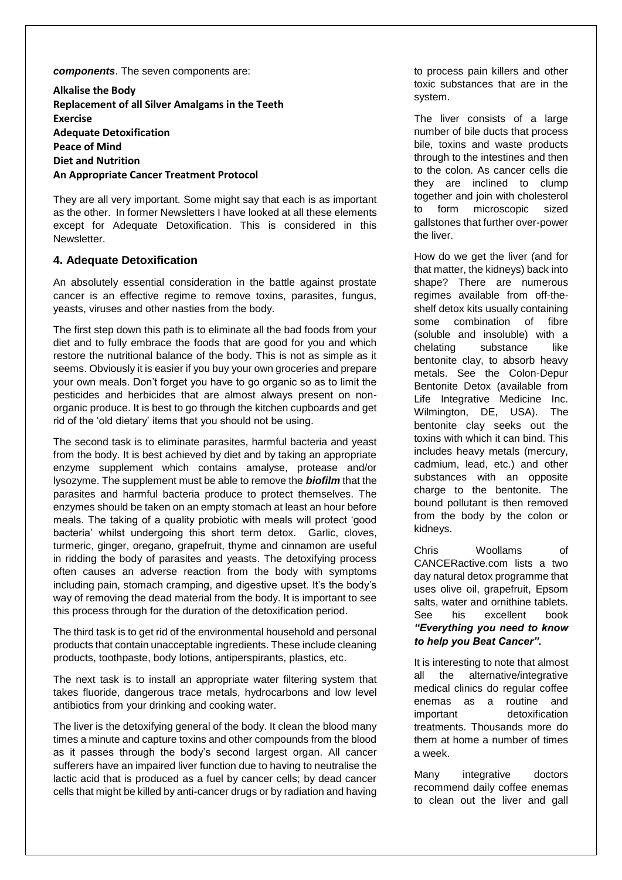***components***. The seven components are:

**Alkalise the Body**
**Replacement of all Silver Amalgams in the Teeth**
**Exercise**
**Adequate Detoxification**
**Peace of Mind**
**Diet and Nutrition**
**An Appropriate Cancer Treatment Protocol**

They are all very important. Some might say that each is as important as the other. In former Newsletters I have looked at all these elements except for Adequate Detoxification. This is considered in this Newsletter.

## 4. Adequate Detoxification

An absolutely essential consideration in the battle against prostate cancer is an effective regime to remove toxins, parasites, fungus, yeasts, viruses and other nasties from the body.

The first step down this path is to eliminate all the bad foods from your diet and to fully embrace the foods that are good for you and which restore the nutritional balance of the body. This is not as simple as it seems. Obviously it is easier if you buy your own groceries and prepare your own meals. Don't forget you have to go organic so as to limit the pesticides and herbicides that are almost always present on non-organic produce. It is best to go through the kitchen cupboards and get rid of the 'old dietary' items that you should not be using.

The second task is to eliminate parasites, harmful bacteria and yeast from the body. It is best achieved by diet and by taking an appropriate enzyme supplement which contains amalyse, protease and/or lysozyme. The supplement must be able to remove the ***biofilm*** that the parasites and harmful bacteria produce to protect themselves. The enzymes should be taken on an empty stomach at least an hour before meals. The taking of a quality probiotic with meals will protect 'good bacteria' whilst undergoing this short term detox. Garlic, cloves, turmeric, ginger, oregano, grapefruit, thyme and cinnamon are useful in ridding the body of parasites and yeasts. The detoxifying process often causes an adverse reaction from the body with symptoms including pain, stomach cramping, and digestive upset. It's the body's way of removing the dead material from the body. It is important to see this process through for the duration of the detoxification period.

The third task is to get rid of the environmental household and personal products that contain unacceptable ingredients. These include cleaning products, toothpaste, body lotions, antiperspirants, plastics, etc.

The next task is to install an appropriate water filtering system that takes fluoride, dangerous trace metals, hydrocarbons and low level antibiotics from your drinking and cooking water.

The liver is the detoxifying general of the body. It clean the blood many times a minute and capture toxins and other compounds from the blood as it passes through the body's second largest organ. All cancer sufferers have an impaired liver function due to having to neutralise the lactic acid that is produced as a fuel by cancer cells; by dead cancer cells that might be killed by anti-cancer drugs or by radiation and having to process pain killers and other toxic substances that are in the system.

The liver consists of a large number of bile ducts that process bile, toxins and waste products through to the intestines and then to the colon. As cancer cells die they are inclined to clump together and join with cholesterol to form microscopic sized gallstones that further over-power the liver.

How do we get the liver (and for that matter, the kidneys) back into shape? There are numerous regimes available from off-the-shelf detox kits usually containing some combination of fibre (soluble and insoluble) with a chelating substance like bentonite clay, to absorb heavy metals. See the Colon-Depur Bentonite Detox (available from Life Integrative Medicine Inc. Wilmington, DE, USA). The bentonite clay seeks out the toxins with which it can bind. This includes heavy metals (mercury, cadmium, lead, etc.) and other substances with an opposite charge to the bentonite. The bound pollutant is then removed from the body by the colon or kidneys.

Chris Woollams of CANCERactive.com lists a two day natural detox programme that uses olive oil, grapefruit, Epsom salts, water and ornithine tablets. See his excellent book ***"Everything you need to know to help you Beat Cancer".***

It is interesting to note that almost all the alternative/integrative medical clinics do regular coffee enemas as a routine and important detoxification treatments. Thousands more do them at home a number of times a week.

Many integrative doctors recommend daily coffee enemas to clean out the liver and gall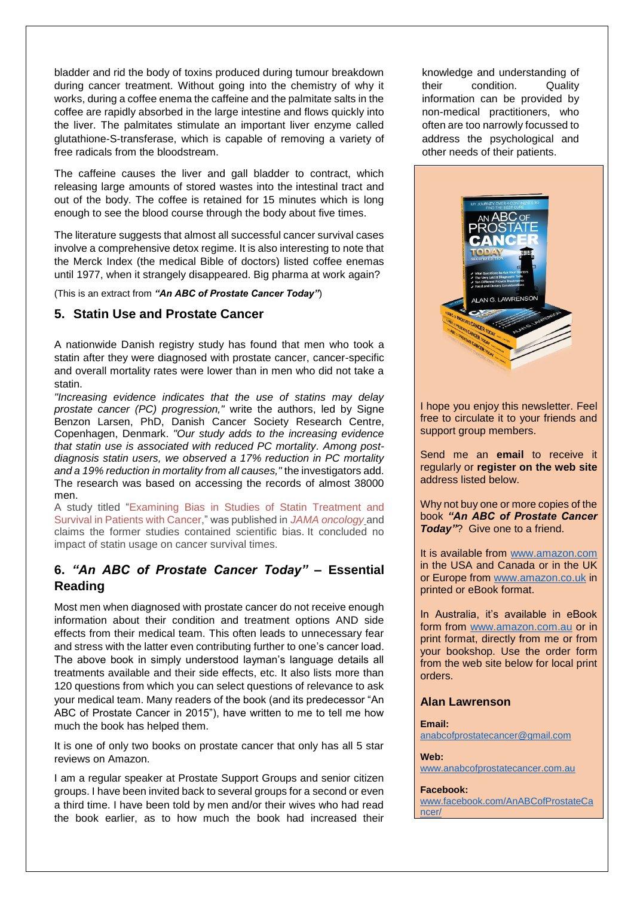bladder and rid the body of toxins produced during tumour breakdown during cancer treatment. Without going into the chemistry of why it works, during a coffee enema the caffeine and the palmitate salts in the coffee are rapidly absorbed in the large intestine and flows quickly into the liver. The palmitates stimulate an important liver enzyme called glutathione-S-transferase, which is capable of removing a variety of free radicals from the bloodstream.

The caffeine causes the liver and gall bladder to contract, which releasing large amounts of stored wastes into the intestinal tract and out of the body. The coffee is retained for 15 minutes which is long enough to see the blood course through the body about five times.

The literature suggests that almost all successful cancer survival cases involve a comprehensive detox regime. It is also interesting to note that the Merck Index (the medical Bible of doctors) listed coffee enemas until 1977, when it strangely disappeared. Big pharma at work again?

(This is an extract from ***"An ABC of Prostate Cancer Today"***)

## 5. Statin Use and Prostate Cancer

A nationwide Danish registry study has found that men who took a statin after they were diagnosed with prostate cancer, cancer-specific and overall mortality rates were lower than in men who did not take a statin.

*"Increasing evidence indicates that the use of statins may delay prostate cancer (PC) progression,"* write the authors, led by Signe Benzon Larsen, PhD, Danish Cancer Society Research Centre, Copenhagen, Denmark. *"Our study adds to the increasing evidence that statin use is associated with reduced PC mortality. Among post-diagnosis statin users, we observed a 17% reduction in PC mortality and a 19% reduction in mortality from all causes,"* the investigators add. The research was based on accessing the records of almost 38000 men.

A study titled "Examining Bias in Studies of Statin Treatment and Survival in Patients with Cancer," was published in *JAMA oncology* and claims the former studies contained scientific bias. It concluded no impact of statin usage on cancer survival times.

## 6. *"An ABC of Prostate Cancer Today"* – Essential Reading

Most men when diagnosed with prostate cancer do not receive enough information about their condition and treatment options AND side effects from their medical team. This often leads to unnecessary fear and stress with the latter even contributing further to one's cancer load. The above book in simply understood layman's language details all treatments available and their side effects, etc. It also lists more than 120 questions from which you can select questions of relevance to ask your medical team. Many readers of the book (and its predecessor "An ABC of Prostate Cancer in 2015"), have written to me to tell me how much the book has helped them.

It is one of only two books on prostate cancer that only has all 5 star reviews on Amazon.

I am a regular speaker at Prostate Support Groups and senior citizen groups. I have been invited back to several groups for a second or even a third time. I have been told by men and/or their wives who had read the book earlier, as to how much the book had increased their knowledge and understanding of their condition. Quality information can be provided by non-medical practitioners, who often are too narrowly focussed to address the psychological and other needs of their patients.

I hope you enjoy this newsletter. Feel free to circulate it to your friends and support group members.

Send me an **email** to receive it regularly or **register on the web site** address listed below.

Why not buy one or more copies of the book ***"An ABC of Prostate Cancer Today"***? Give one to a friend.

It is available from www.amazon.com in the USA and Canada or in the UK or Europe from www.amazon.co.uk in printed or eBook format.

In Australia, it's available in eBook form from www.amazon.com.au or in print format, directly from me or from your bookshop. Use the order form from the web site below for local print orders.

### Alan Lawrenson

**Email:**
anabcofprostatecancer@gmail.com

**Web:**
www.anabcofprostatecancer.com.au

**Facebook:**
www.facebook.com/AnABCofProstateCancer/